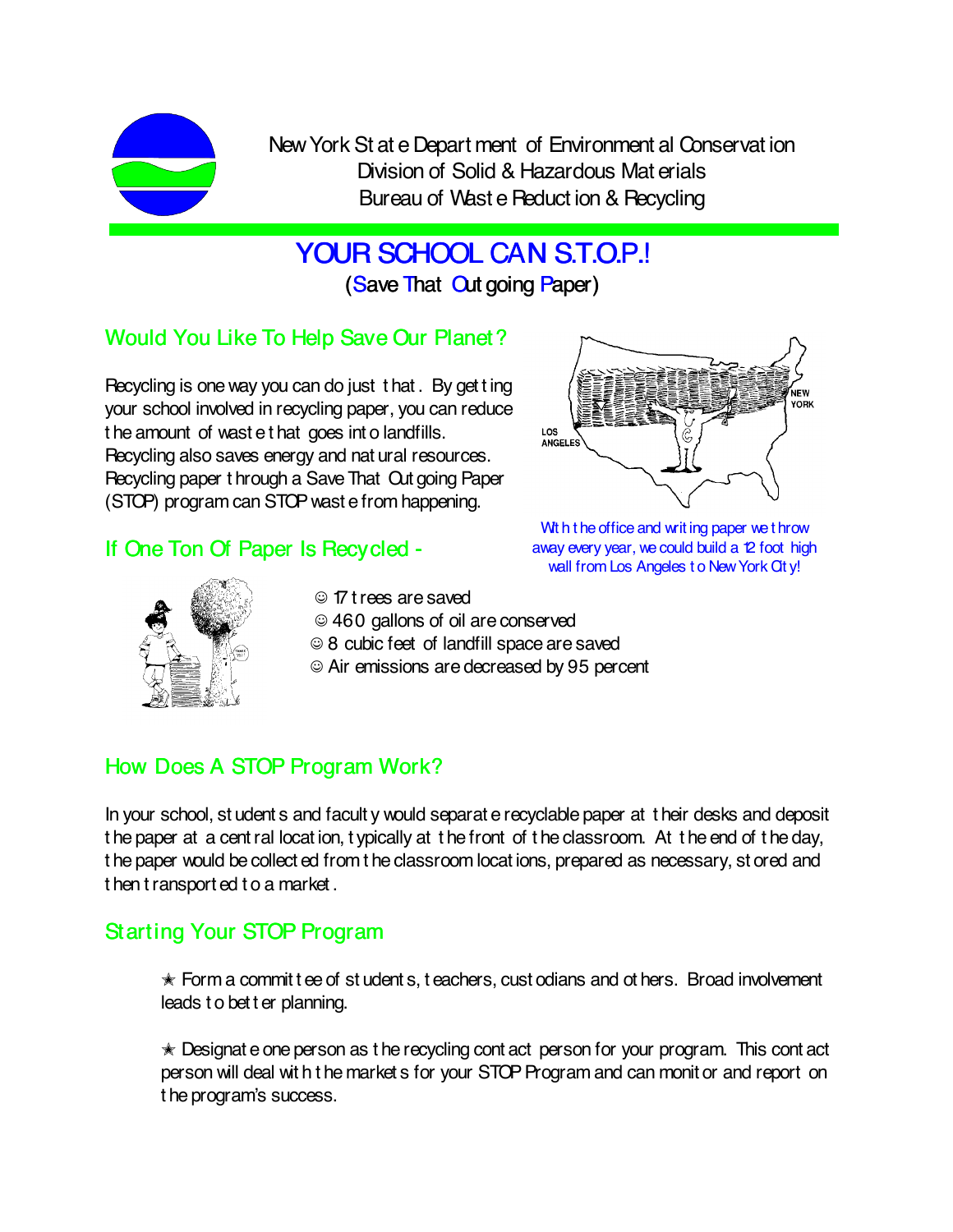New York State Department of Environmental Conservation
Division of Solid & Hazardous Materials
Bureau of Waste Reduction & Recycling

# YOUR SCHOOL CAN S.T.O.P.!

(Save That Outgoing Paper)

## Would You Like To Help Save Our Planet?

Recycling is one way you can do just that. By getting your school involved in recycling paper, you can reduce the amount of waste that goes into landfills. Recycling also saves energy and natural resources. Recycling paper through a Save That Outgoing Paper (STOP) program can STOP waste from happening.

NEW YORK

LOS ANGELES

With the office and writing paper we throw away every year, we could build a 12 foot high wall from Los Angeles to New York City!

## If One Ton Of Paper Is Recycled -

- ☺ 17 trees are saved
- ☺ 460 gallons of oil are conserved
- ☺ 8 cubic feet of landfill space are saved
- ☺ Air emissions are decreased by 95 percent

## How Does A STOP Program Work?

In your school, students and faculty would separate recyclable paper at their desks and deposit the paper at a central location, typically at the front of the classroom. At the end of the day, the paper would be collected from the classroom locations, prepared as necessary, stored and then transported to a market.

## Starting Your STOP Program

✭ Form a committee of students, teachers, custodians and others. Broad involvement leads to better planning.

✭ Designate one person as the recycling contact person for your program. This contact person will deal with the markets for your STOP Program and can monitor and report on the program's success.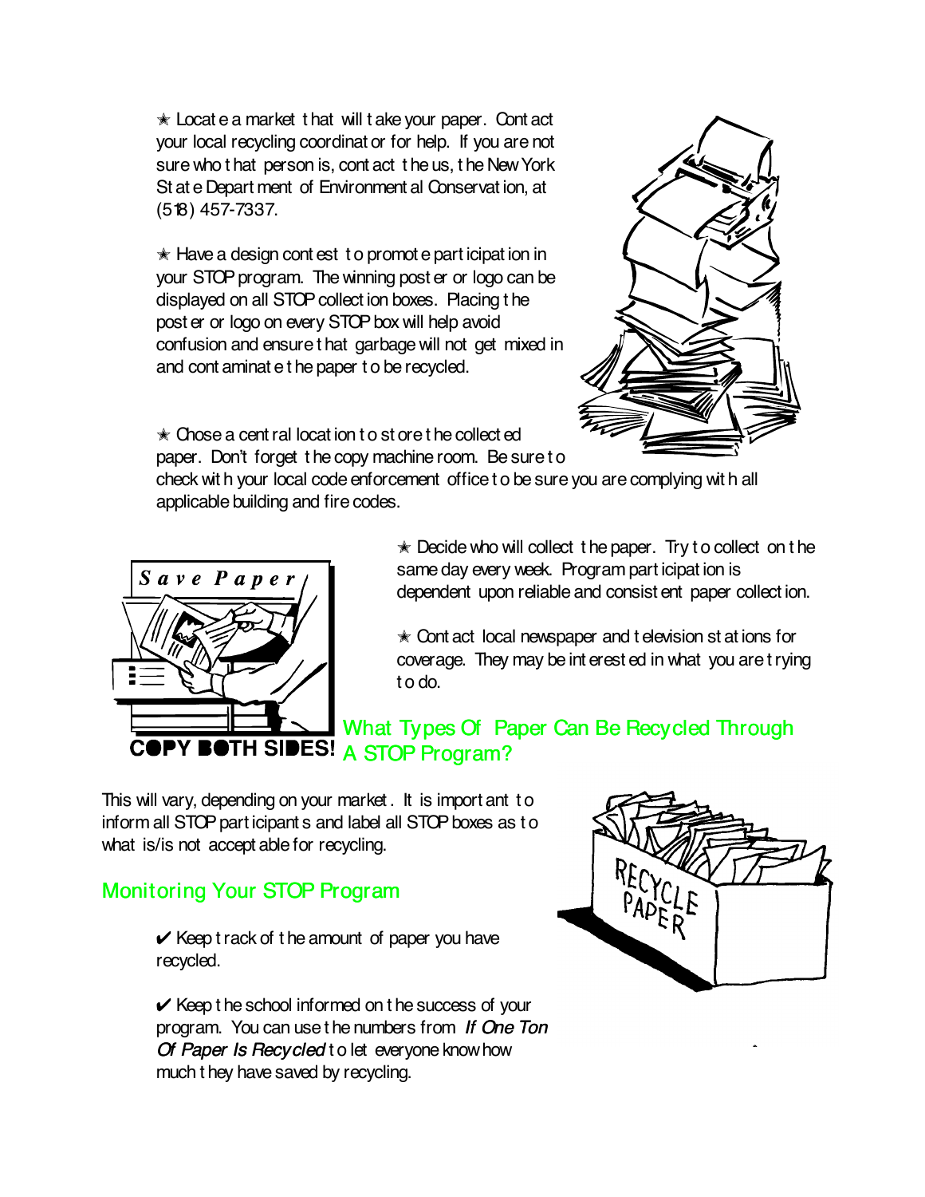- Locate a market that will take your paper. Contact your local recycling coordinator for help. If you are not sure who that person is, contact the us, the New York State Department of Environmental Conservation, at (518) 457-7337.

- Have a design contest to promote participation in your STOP program. The winning poster or logo can be displayed on all STOP collection boxes. Placing the poster or logo on every STOP box will help avoid confusion and ensure that garbage will not get mixed in and contaminate the paper to be recycled.

- Chose a central location to store the collected paper. Don't forget the copy machine room. Be sure to check with your local code enforcement office to be sure you are complying with all applicable building and fire codes.

- Decide who will collect the paper. Try to collect on the same day every week. Program participation is dependent upon reliable and consistent paper collection.

- Contact local newspaper and television stations for coverage. They may be interested in what you are trying to do.

Save Paper

COPY BOTH SIDES!

## What Types Of Paper Can Be Recycled Through A STOP Program?

This will vary, depending on your market. It is important to inform all STOP participants and label all STOP boxes as to what is/is not acceptable for recycling.

## Monitoring Your STOP Program

✔ Keep track of the amount of paper you have recycled.

✔ Keep the school informed on the success of your program. You can use the numbers from *If One Ton Of Paper Is Recycled* to let everyone know how much they have saved by recycling.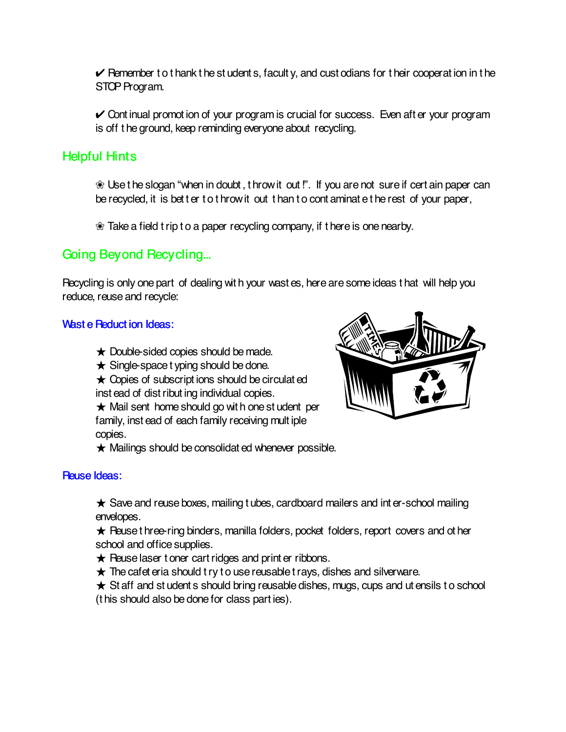✔ Remember to thank the students, faculty, and custodians for their cooperation in the STOP Program.

✔ Continual promotion of your program is crucial for success. Even after your program is off the ground, keep reminding everyone about recycling.

## Helpful Hints

❀ Use the slogan "when in doubt, throw it out!". If you are not sure if certain paper can be recycled, it is better to throw it out than to contaminate the rest of your paper,

❀ Take a field trip to a paper recycling company, if there is one nearby.

## Going Beyond Recycling...

Recycling is only one part of dealing with your wastes, here are some ideas that will help you reduce, reuse and recycle:

### Waste Reduction Ideas:

★ Double-sided copies should be made.
★ Single-space typing should be done.
★ Copies of subscriptions should be circulated instead of distributing individual copies.
★ Mail sent home should go with one student per family, instead of each family receiving multiple copies.
★ Mailings should be consolidated whenever possible.

### Reuse Ideas:

★ Save and reuse boxes, mailing tubes, cardboard mailers and inter-school mailing envelopes.
★ Reuse three-ring binders, manilla folders, pocket folders, report covers and other school and office supplies.
★ Reuse laser toner cartridges and printer ribbons.
★ The cafeteria should try to use reusable trays, dishes and silverware.
★ Staff and students should bring reusable dishes, mugs, cups and utensils to school (this should also be done for class parties).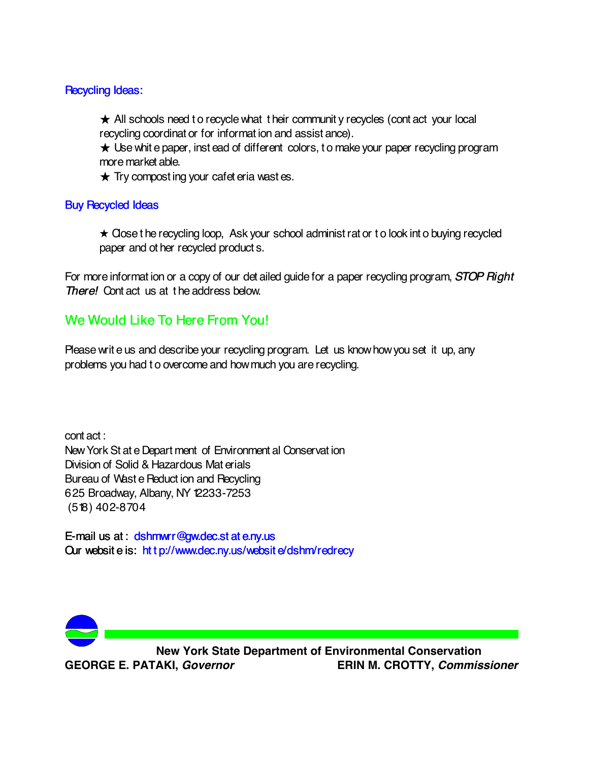## Recycling Ideas:

- ★ All schools need to recycle what their community recycles (contact your local recycling coordinator for information and assistance).
- ★ Use white paper, instead of different colors, to make your paper recycling program more marketable.
- ★ Try composting your cafeteria wastes.

## Buy Recycled Ideas

- ★ Close the recycling loop, Ask your school administrator to look into buying recycled paper and other recycled products.

For more information or a copy of our detailed guide for a paper recycling program, *STOP Right There!* Contact us at the address below.

## We Would Like To Here From You!

Please write us and describe your recycling program. Let us know how you set it up, any problems you had to overcome and how much you are recycling.

contact:
New York State Department of Environmental Conservation
Division of Solid & Hazardous Materials
Bureau of Waste Reduction and Recycling
625 Broadway, Albany, NY 12233-7253
(518) 402-8704

E-mail us at: dshmwrr@gw.dec.state.ny.us
Our website is: http://www.dec.ny.us/website/dshm/redrecy

**New York State Department of Environmental Conservation**

**GEORGE E. PATAKI, *Governor*** **ERIN M. CROTTY, *Commissioner***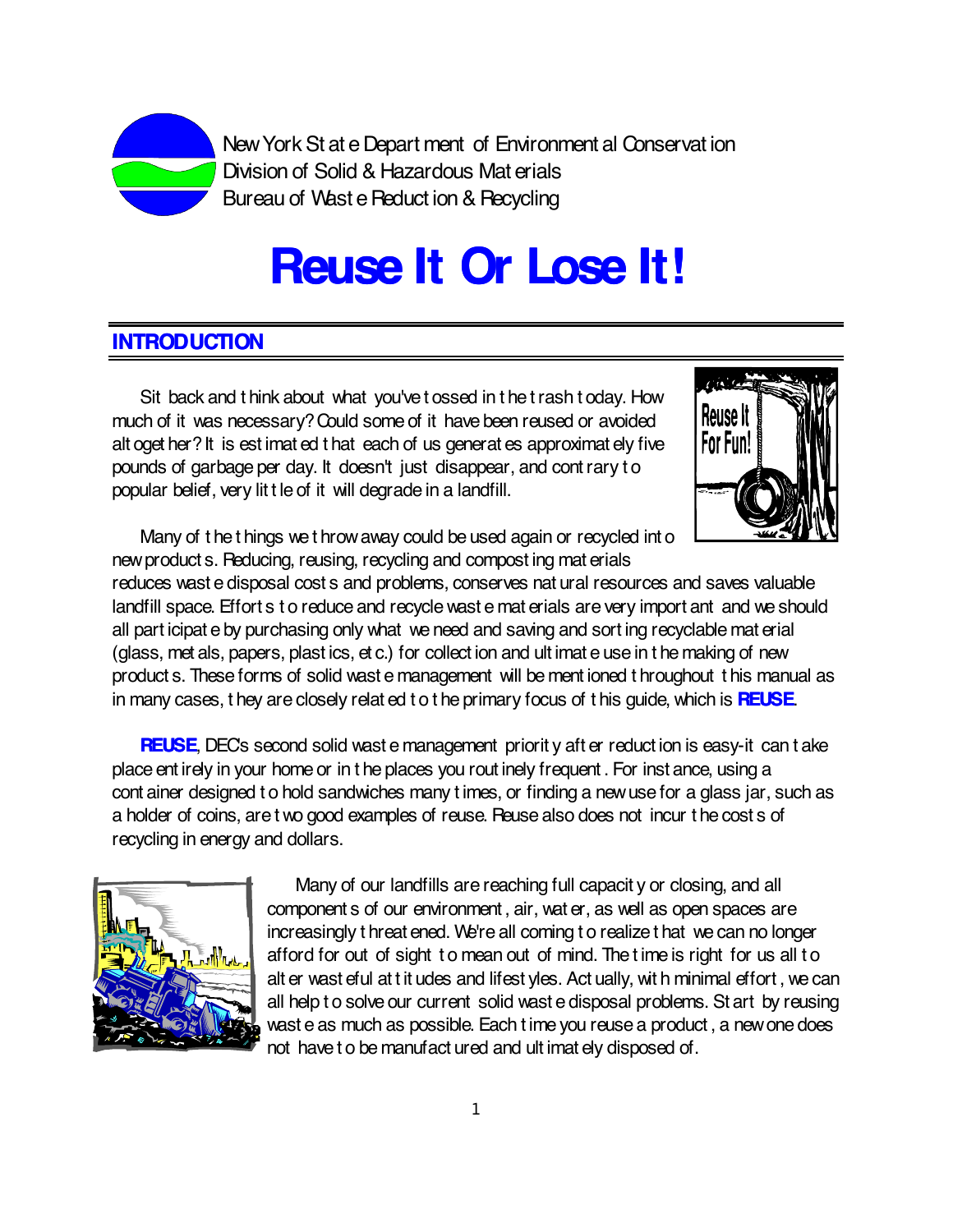New York State Department of Environmental Conservation
Division of Solid & Hazardous Materials
Bureau of Waste Reduction & Recycling

# Reuse It Or Lose It!

## INTRODUCTION

Sit back and think about what you've tossed in the trash today. How much of it was necessary? Could some of it have been reused or avoided altogether? It is estimated that each of us generates approximately five pounds of garbage per day. It doesn't just disappear, and contrary to popular belief, very little of it will degrade in a landfill.

Many of the things we throw away could be used again or recycled into new products. Reducing, reusing, recycling and composting materials reduces waste disposal costs and problems, conserves natural resources and saves valuable landfill space. Efforts to reduce and recycle waste materials are very important and we should all participate by purchasing only what we need and saving and sorting recyclable material (glass, metals, papers, plastics, etc.) for collection and ultimate use in the making of new products. These forms of solid waste management will be mentioned throughout this manual as in many cases, they are closely related to the primary focus of this guide, which is **REUSE**.

**REUSE**, DEC's second solid waste management priority after reduction is easy-it can take place entirely in your home or in the places you routinely frequent. For instance, using a container designed to hold sandwiches many times, or finding a new use for a glass jar, such as a holder of coins, are two good examples of reuse. Reuse also does not incur the costs of recycling in energy and dollars.

Many of our landfills are reaching full capacity or closing, and all components of our environment, air, water, as well as open spaces are increasingly threatened. We're all coming to realize that we can no longer afford for out of sight to mean out of mind. The time is right for us all to alter wasteful attitudes and lifestyles. Actually, with minimal effort, we can all help to solve our current solid waste disposal problems. Start by reusing waste as much as possible. Each time you reuse a product, a new one does not have to be manufactured and ultimately disposed of.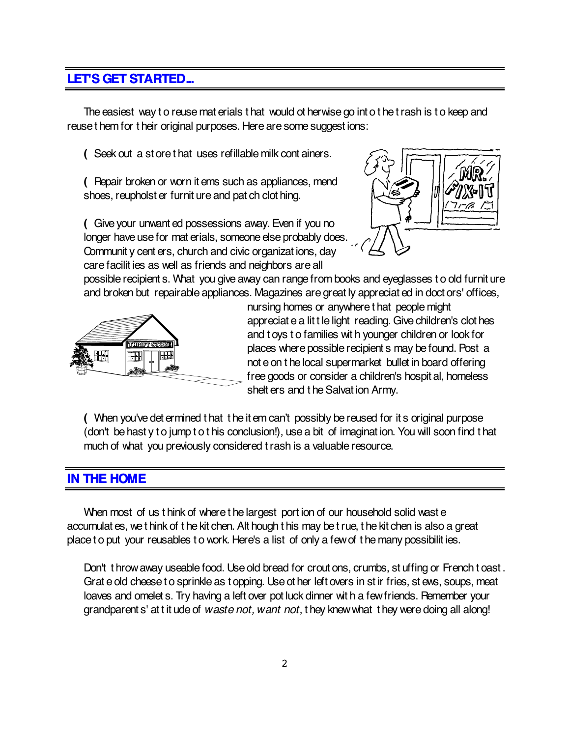## LET'S GET STARTED...

The easiest way to reuse materials that would otherwise go into the trash is to keep and reuse them for their original purposes. Here are some suggestions:

- Seek out a store that uses refillable milk containers.

- Repair broken or worn items such as appliances, mend shoes, reupholster furniture and patch clothing.

- Give your unwanted possessions away. Even if you no longer have use for materials, someone else probably does. Community centers, church and civic organizations, day care facilities as well as friends and neighbors are all possible recipients. What you give away can range from books and eyeglasses to old furniture and broken but repairable appliances. Magazines are greatly appreciated in doctors' offices, nursing homes or anywhere that people might appreciate a little light reading. Give children's clothes and toys to families with younger children or look for places where possible recipients may be found. Post a note on the local supermarket bulletin board offering free goods or consider a children's hospital, homeless shelters and the Salvation Army.

- When you've determined that the item can't possibly be reused for its original purpose (don't be hasty to jump to this conclusion!), use a bit of imagination. You will soon find that much of what you previously considered trash is a valuable resource.

## IN THE HOME

When most of us think of where the largest portion of our household solid waste accumulates, we think of the kitchen. Although this may be true, the kitchen is also a great place to put your reusables to work. Here's a list of only a few of the many possibilities.

Don't throw away useable food. Use old bread for croutons, crumbs, stuffing or French toast. Grate old cheese to sprinkle as topping. Use other leftovers in stir fries, stews, soups, meat loaves and omelets. Try having a leftover pot luck dinner with a few friends. Remember your grandparents' attitude of *waste not, want not*, they knew what they were doing all along!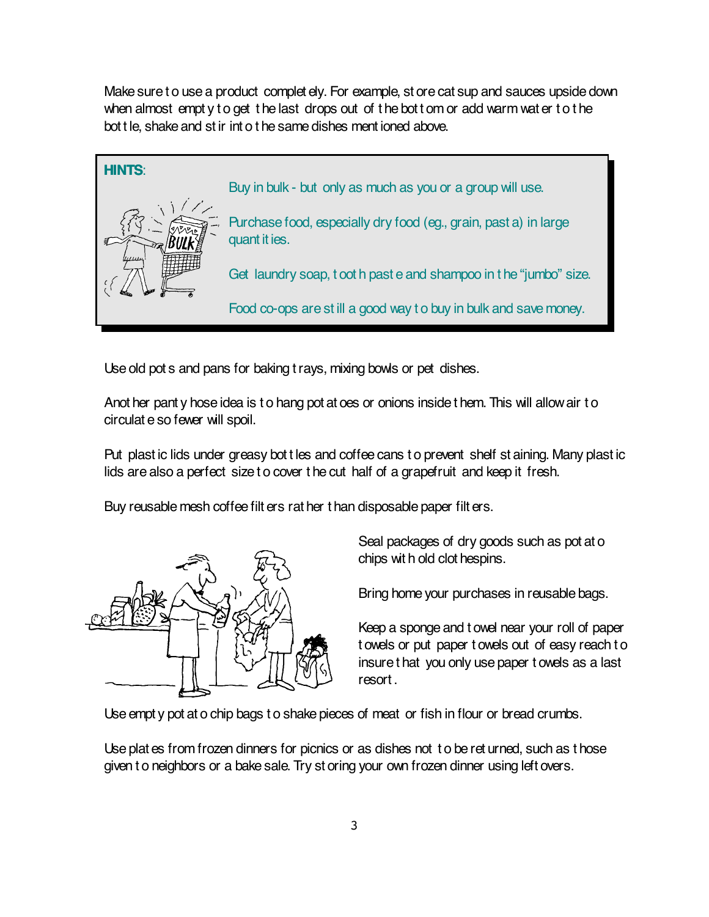Make sure to use a product completely. For example, store catsup and sauces upside down when almost empty to get the last drops out of the bottom or add warm water to the bottle, shake and stir into the same dishes mentioned above.

**HINTS**:

Buy in bulk - but only as much as you or a group will use.

Purchase food, especially dry food (eg., grain, pasta) in large quantities.

Get laundry soap, tooth paste and shampoo in the "jumbo" size.

Food co-ops are still a good way to buy in bulk and save money.

Use old pots and pans for baking trays, mixing bowls or pet dishes.

Another panty hose idea is to hang potatoes or onions inside them. This will allow air to circulate so fewer will spoil.

Put plastic lids under greasy bottles and coffee cans to prevent shelf staining. Many plastic lids are also a perfect size to cover the cut half of a grapefruit and keep it fresh.

Buy reusable mesh coffee filters rather than disposable paper filters.

Seal packages of dry goods such as potato chips with old clothespins.

Bring home your purchases in reusable bags.

Keep a sponge and towel near your roll of paper towels or put paper towels out of easy reach to insure that you only use paper towels as a last resort.

Use empty potato chip bags to shake pieces of meat or fish in flour or bread crumbs.

Use plates from frozen dinners for picnics or as dishes not to be returned, such as those given to neighbors or a bake sale. Try storing your own frozen dinner using leftovers.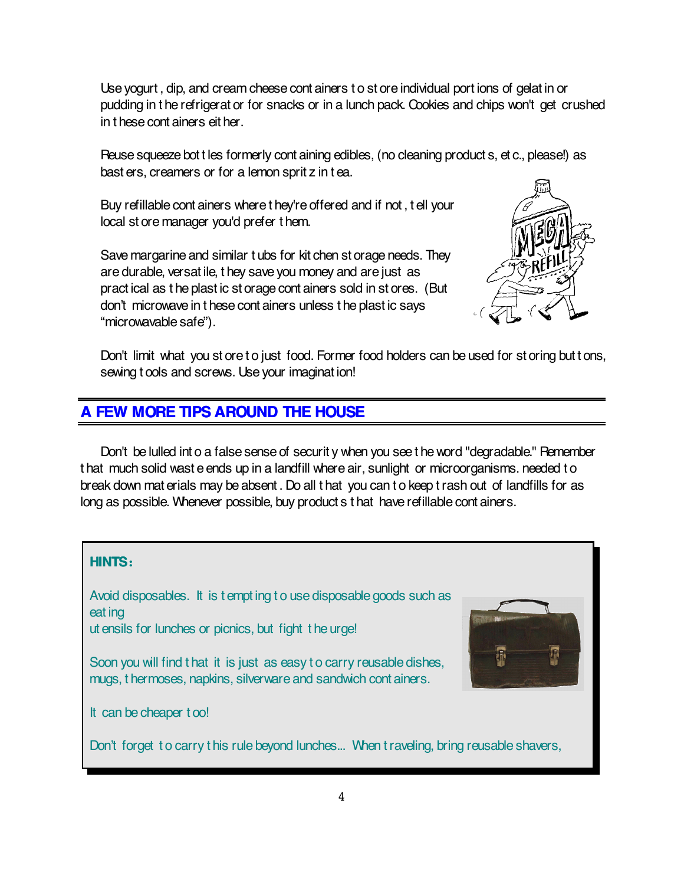Use yogurt, dip, and cream cheese containers to store individual portions of gelatin or pudding in the refrigerator or for snacks or in a lunch pack. Cookies and chips won't get crushed in these containers either.

Reuse squeeze bottles formerly containing edibles, (no cleaning products, etc., please!) as basters, creamers or for a lemon spritz in tea.

Buy refillable containers where they're offered and if not, tell your local store manager you'd prefer them.

Save margarine and similar tubs for kitchen storage needs. They are durable, versatile, they save you money and are just as practical as the plastic storage containers sold in stores. (But don't microwave in these containers unless the plastic says "microwavable safe").

Don't limit what you store to just food. Former food holders can be used for storing buttons, sewing tools and screws. Use your imagination!

## A FEW MORE TIPS AROUND THE HOUSE

Don't be lulled into a false sense of security when you see the word "degradable." Remember that much solid waste ends up in a landfill where air, sunlight or microorganisms. needed to break down materials may be absent. Do all that you can to keep trash out of landfills for as long as possible. Whenever possible, buy products that have refillable containers.

**HINTS:**

Avoid disposables. It is tempting to use disposable goods such as eating utensils for lunches or picnics, but fight the urge!

Soon you will find that it is just as easy to carry reusable dishes, mugs, thermoses, napkins, silverware and sandwich containers.

It can be cheaper too!

Don't forget to carry this rule beyond lunches... When traveling, bring reusable shavers,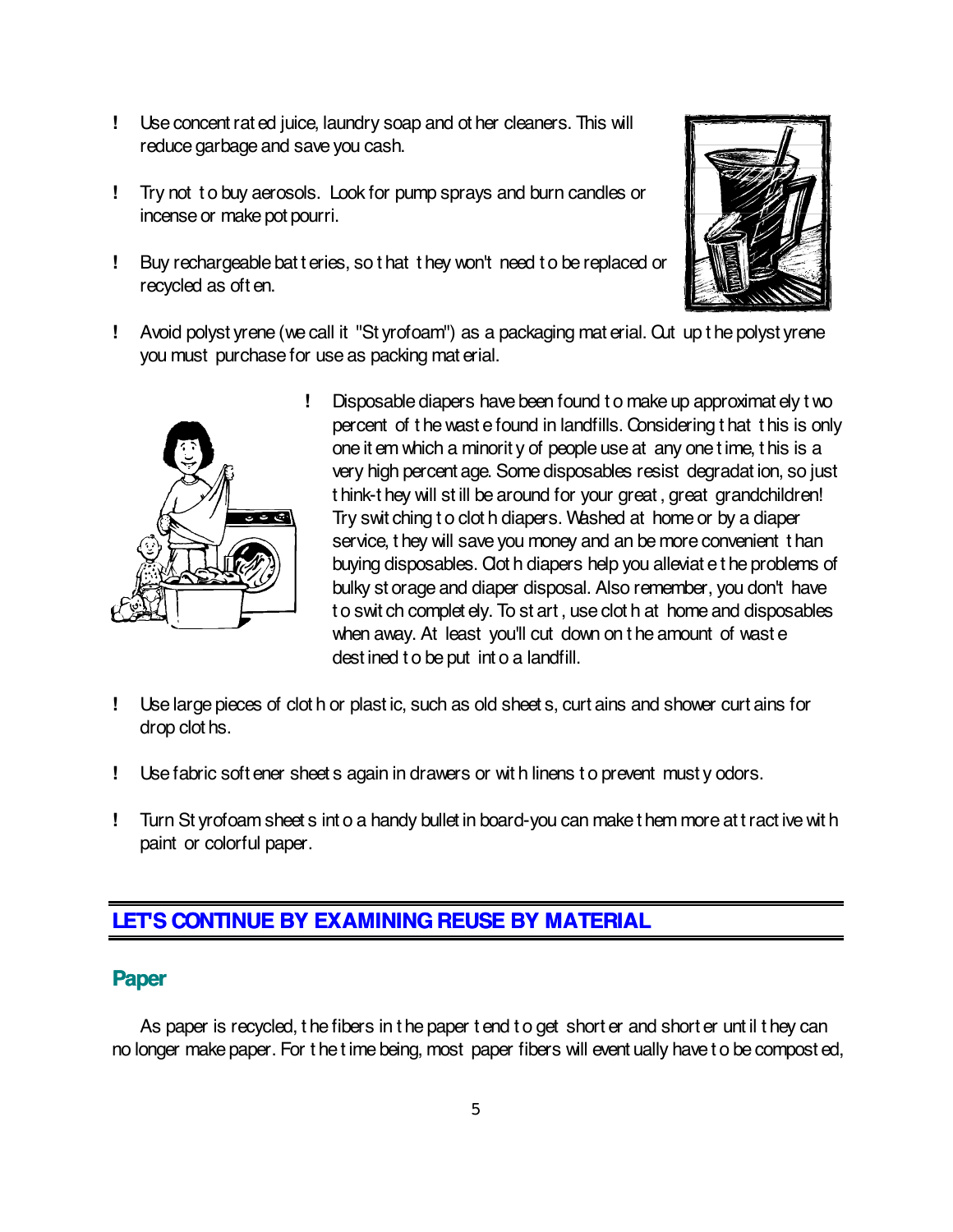- Use concentrated juice, laundry soap and other cleaners. This will reduce garbage and save you cash.
- Try not to buy aerosols. Look for pump sprays and burn candles or incense or make pot pourri.
- Buy rechargeable batteries, so that they won't need to be replaced or recycled as often.
- Avoid polystyrene (we call it "Styrofoam") as a packaging material. Cut up the polystyrene you must purchase for use as packing material.
- Disposable diapers have been found to make up approximately two percent of the waste found in landfills. Considering that this is only one item which a minority of people use at any one time, this is a very high percentage. Some disposables resist degradation, so just think-they will still be around for your great, great grandchildren! Try switching to cloth diapers. Washed at home or by a diaper service, they will save you money and an be more convenient than buying disposables. Cloth diapers help you alleviate the problems of bulky storage and diaper disposal. Also remember, you don't have to switch completely. To start, use cloth at home and disposables when away. At least you'll cut down on the amount of waste destined to be put into a landfill.
- Use large pieces of cloth or plastic, such as old sheets, curtains and shower curtains for drop cloths.
- Use fabric softener sheets again in drawers or with linens to prevent musty odors.
- Turn Styrofoam sheets into a handy bulletin board-you can make them more attractive with paint or colorful paper.

## LET'S CONTINUE BY EXAMINING REUSE BY MATERIAL

### Paper

As paper is recycled, the fibers in the paper tend to get shorter and shorter until they can no longer make paper. For the time being, most paper fibers will eventually have to be composted,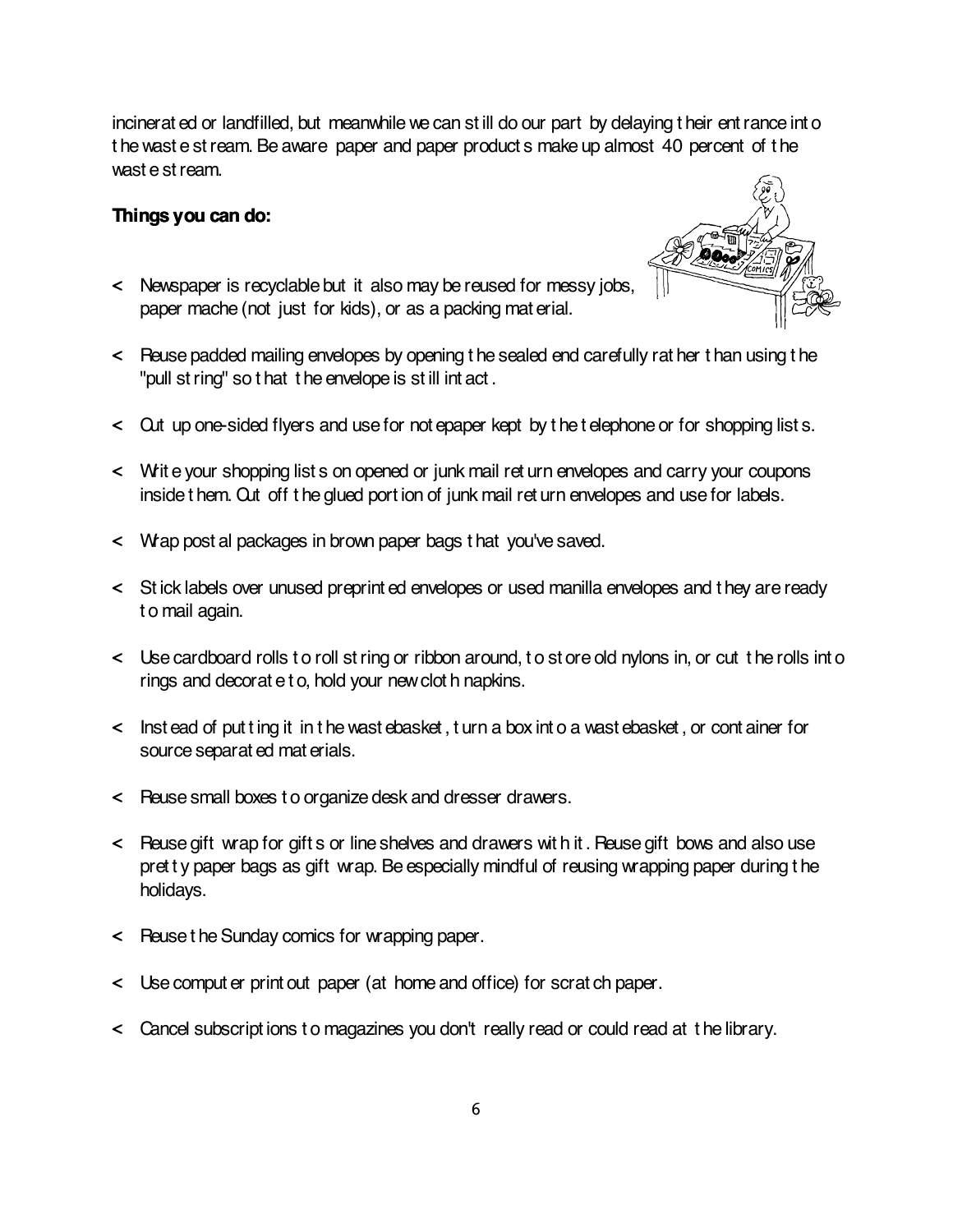incinerated or landfilled, but meanwhile we can still do our part by delaying their entrance into the waste stream. Be aware paper and paper products make up almost 40 percent of the waste stream.

**Things you can do:**

- Newspaper is recyclable but it also may be reused for messy jobs, paper mache (not just for kids), or as a packing material.
- Reuse padded mailing envelopes by opening the sealed end carefully rather than using the "pull string" so that the envelope is still intact.
- Cut up one-sided flyers and use for notepaper kept by the telephone or for shopping lists.
- Write your shopping lists on opened or junk mail return envelopes and carry your coupons inside them. Cut off the glued portion of junk mail return envelopes and use for labels.
- Wrap postal packages in brown paper bags that you've saved.
- Stick labels over unused preprinted envelopes or used manilla envelopes and they are ready to mail again.
- Use cardboard rolls to roll string or ribbon around, to store old nylons in, or cut the rolls into rings and decorate to, hold your new cloth napkins.
- Instead of putting it in the wastebasket, turn a box into a wastebasket, or container for source separated materials.
- Reuse small boxes to organize desk and dresser drawers.
- Reuse gift wrap for gifts or line shelves and drawers with it. Reuse gift bows and also use pretty paper bags as gift wrap. Be especially mindful of reusing wrapping paper during the holidays.
- Reuse the Sunday comics for wrapping paper.
- Use computer printout paper (at home and office) for scratch paper.
- Cancel subscriptions to magazines you don't really read or could read at the library.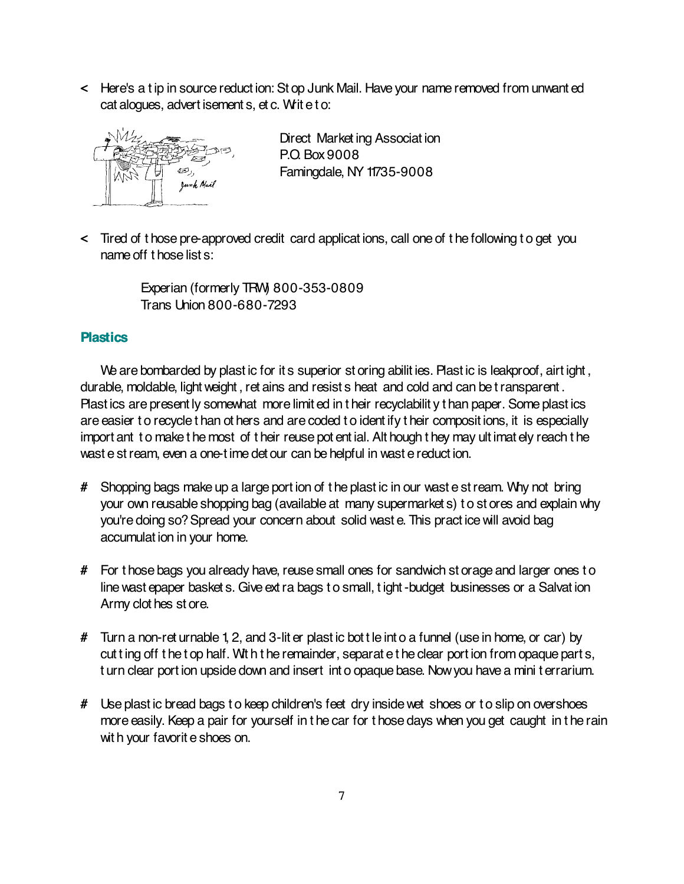- Here's a tip in source reduction: Stop Junk Mail. Have your name removed from unwanted catalogues, advertisements, etc. Write to:

  Direct Marketing Association
  P.O. Box 9008
  Famingdale, NY 11735-9008

- Tired of those pre-approved credit card applications, call one of the following to get you name off those lists:

  Experian (formerly TRW) 800-353-0809
  Trans Union 800-680-7293

## Plastics

We are bombarded by plastic for its superior storing abilities. Plastic is leakproof, airtight, durable, moldable, lightweight, retains and resists heat and cold and can be transparent. Plastics are presently somewhat more limited in their recyclability than paper. Some plastics are easier to recycle than others and are coded to identify their compositions, it is especially important to make the most of their reuse potential. Although they may ultimately reach the waste stream, even a one-time detour can be helpful in waste reduction.

- Shopping bags make up a large portion of the plastic in our waste stream. Why not bring your own reusable shopping bag (available at many supermarkets) to stores and explain why you're doing so? Spread your concern about solid waste. This practice will avoid bag accumulation in your home.

- For those bags you already have, reuse small ones for sandwich storage and larger ones to line wastepaper baskets. Give extra bags to small, tight-budget businesses or a Salvation Army clothes store.

- Turn a non-returnable 1, 2, and 3-liter plastic bottle into a funnel (use in home, or car) by cutting off the top half. With the remainder, separate the clear portion from opaque parts, turn clear portion upside down and insert into opaque base. Now you have a mini terrarium.

- Use plastic bread bags to keep children's feet dry inside wet shoes or to slip on overshoes more easily. Keep a pair for yourself in the car for those days when you get caught in the rain with your favorite shoes on.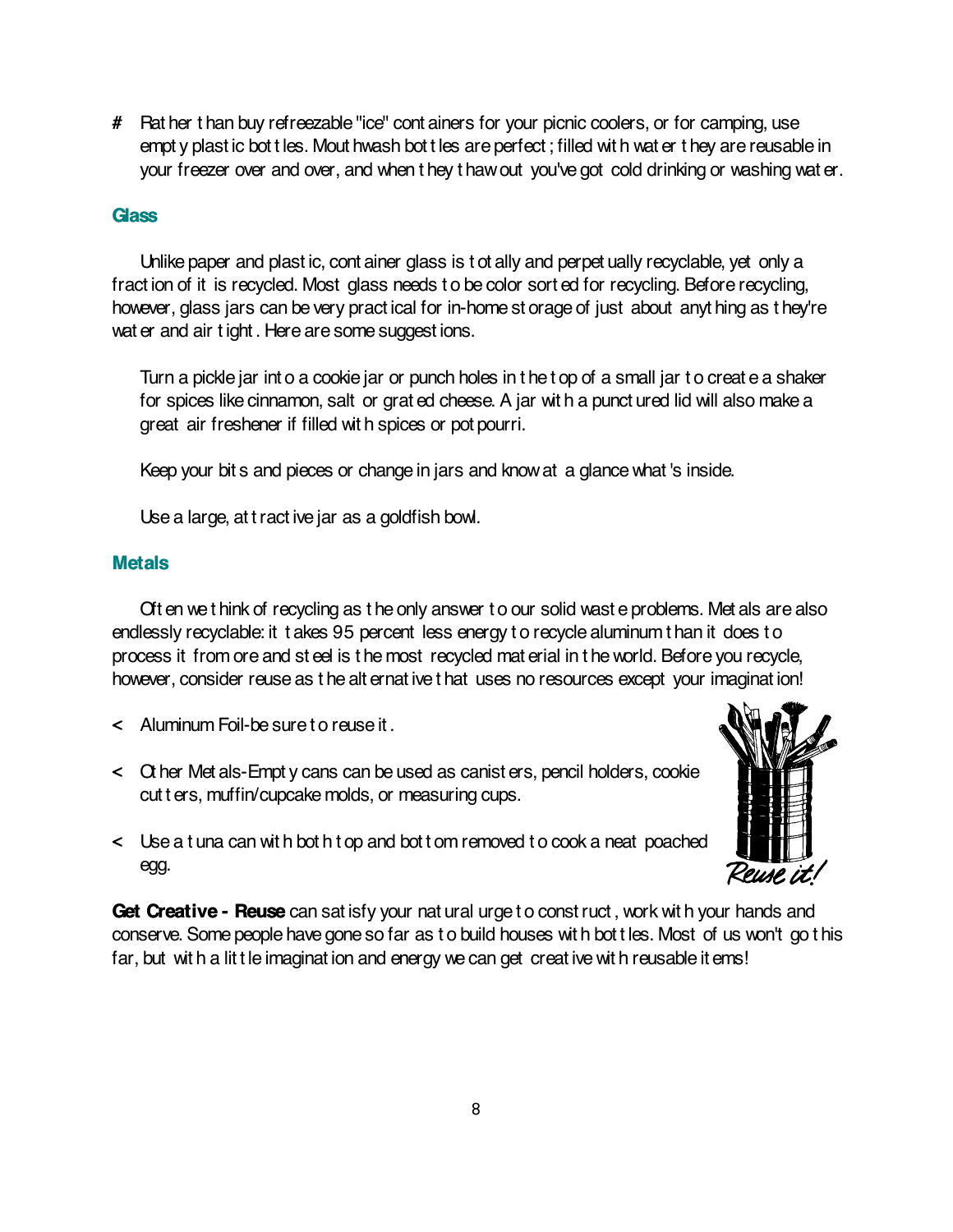# Rather than buy refreezable "ice" containers for your picnic coolers, or for camping, use empty plastic bottles. Mouthwash bottles are perfect; filled with water they are reusable in your freezer over and over, and when they thaw out you've got cold drinking or washing water.

## Glass

Unlike paper and plastic, container glass is totally and perpetually recyclable, yet only a fraction of it is recycled. Most glass needs to be color sorted for recycling. Before recycling, however, glass jars can be very practical for in-home storage of just about anything as they're water and air tight. Here are some suggestions.

Turn a pickle jar into a cookie jar or punch holes in the top of a small jar to create a shaker for spices like cinnamon, salt or grated cheese. A jar with a punctured lid will also make a great air freshener if filled with spices or potpourri.

Keep your bits and pieces or change in jars and know at a glance what's inside.

Use a large, attractive jar as a goldfish bowl.

## Metals

Often we think of recycling as the only answer to our solid waste problems. Metals are also endlessly recyclable: it takes 95 percent less energy to recycle aluminum than it does to process it from ore and steel is the most recycled material in the world. Before you recycle, however, consider reuse as the alternative that uses no resources except your imagination!

- Aluminum Foil-be sure to reuse it.
- Other Metals-Empty cans can be used as canisters, pencil holders, cookie cutters, muffin/cupcake molds, or measuring cups.
- Use a tuna can with both top and bottom removed to cook a neat poached egg.

Reuse it!

**Get Creative - Reuse** can satisfy your natural urge to construct, work with your hands and conserve. Some people have gone so far as to build houses with bottles. Most of us won't go this far, but with a little imagination and energy we can get creative with reusable items!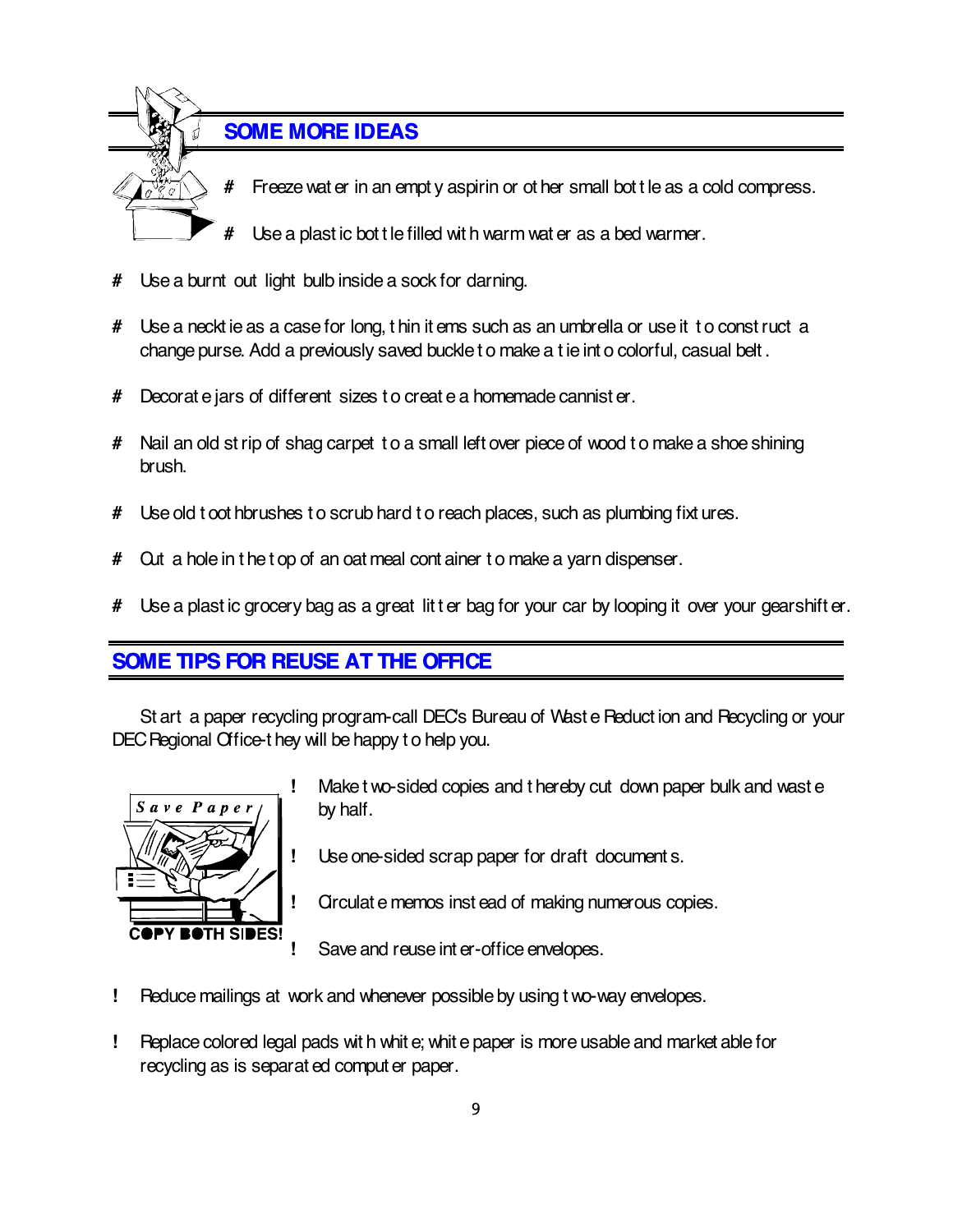## SOME MORE IDEAS

- Freeze water in an empty aspirin or other small bottle as a cold compress.
- Use a plastic bottle filled with warm water as a bed warmer.
- Use a burnt out light bulb inside a sock for darning.
- Use a necktie as a case for long, thin items such as an umbrella or use it to construct a change purse. Add a previously saved buckle to make a tie into colorful, casual belt.
- Decorate jars of different sizes to create a homemade cannister.
- Nail an old strip of shag carpet to a small leftover piece of wood to make a shoe shining brush.
- Use old toothbrushes to scrub hard to reach places, such as plumbing fixtures.
- Cut a hole in the top of an oatmeal container to make a yarn dispenser.
- Use a plastic grocery bag as a great litter bag for your car by looping it over your gearshifter.

## SOME TIPS FOR REUSE AT THE OFFICE

Start a paper recycling program-call DEC's Bureau of Waste Reduction and Recycling or your DEC Regional Office-they will be happy to help you.

Save Paper

COPY BOTH SIDES!

- Make two-sided copies and thereby cut down paper bulk and waste by half.
- Use one-sided scrap paper for draft documents.
- Circulate memos instead of making numerous copies.
- Save and reuse inter-office envelopes.
- Reduce mailings at work and whenever possible by using two-way envelopes.
- Replace colored legal pads with white; white paper is more usable and marketable for recycling as is separated computer paper.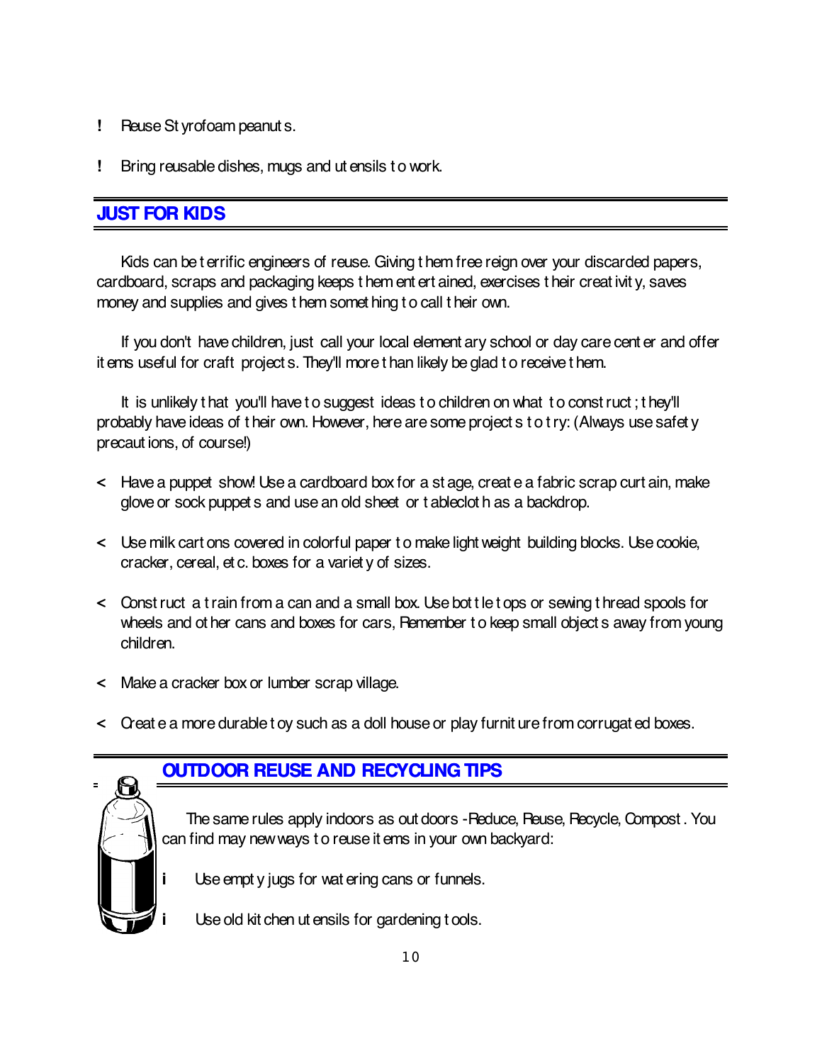- Reuse Styrofoam peanuts.
- Bring reusable dishes, mugs and utensils to work.

## JUST FOR KIDS

Kids can be terrific engineers of reuse. Giving them free reign over your discarded papers, cardboard, scraps and packaging keeps them entertained, exercises their creativity, saves money and supplies and gives them something to call their own.

If you don't have children, just call your local elementary school or day care center and offer items useful for craft projects. They'll more than likely be glad to receive them.

It is unlikely that you'll have to suggest ideas to children on what to construct; they'll probably have ideas of their own. However, here are some projects to try: (Always use safety precautions, of course!)

- Have a puppet show! Use a cardboard box for a stage, create a fabric scrap curtain, make glove or sock puppets and use an old sheet or tablecloth as a backdrop.
- Use milk cartons covered in colorful paper to make lightweight building blocks. Use cookie, cracker, cereal, etc. boxes for a variety of sizes.
- Construct a train from a can and a small box. Use bottle tops or sewing thread spools for wheels and other cans and boxes for cars, Remember to keep small objects away from young children.
- Make a cracker box or lumber scrap village.
- Create a more durable toy such as a doll house or play furniture from corrugated boxes.

## OUTDOOR REUSE AND RECYCLING TIPS

The same rules apply indoors as outdoors -Reduce, Reuse, Recycle, Compost. You can find may new ways to reuse items in your own backyard:

- Use empty jugs for watering cans or funnels.
- Use old kitchen utensils for gardening tools.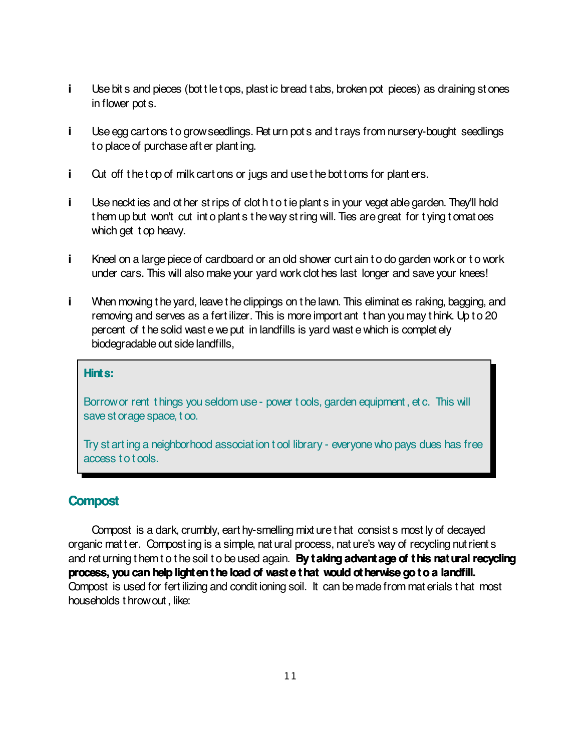- Use bits and pieces (bottle tops, plastic bread tabs, broken pot pieces) as draining stones in flower pots.

- Use egg cartons to grow seedlings. Return pots and trays from nursery-bought seedlings to place of purchase after planting.

- Cut off the top of milk cartons or jugs and use the bottoms for planters.

- Use neckties and other strips of cloth to tie plants in your vegetable garden. They'll hold them up but won't cut into plants the way string will. Ties are great for tying tomatoes which get top heavy.

- Kneel on a large piece of cardboard or an old shower curtain to do garden work or to work under cars. This will also make your yard work clothes last longer and save your knees!

- When mowing the yard, leave the clippings on the lawn. This eliminates raking, bagging, and removing and serves as a fertilizer. This is more important than you may think. Up to 20 percent of the solid waste we put in landfills is yard waste which is completely biodegradable outside landfills,

**Hints:**

Borrow or rent things you seldom use - power tools, garden equipment, etc. This will save storage space, too.

Try starting a neighborhood association tool library - everyone who pays dues has free access to tools.

## Compost

Compost is a dark, crumbly, earthy-smelling mixture that consists mostly of decayed organic matter. Composting is a simple, natural process, nature's way of recycling nutrients and returning them to the soil to be used again. **By taking advantage of this natural recycling process, you can help lighten the load of waste that would otherwise go to a landfill.** Compost is used for fertilizing and conditioning soil. It can be made from materials that most households throw out, like: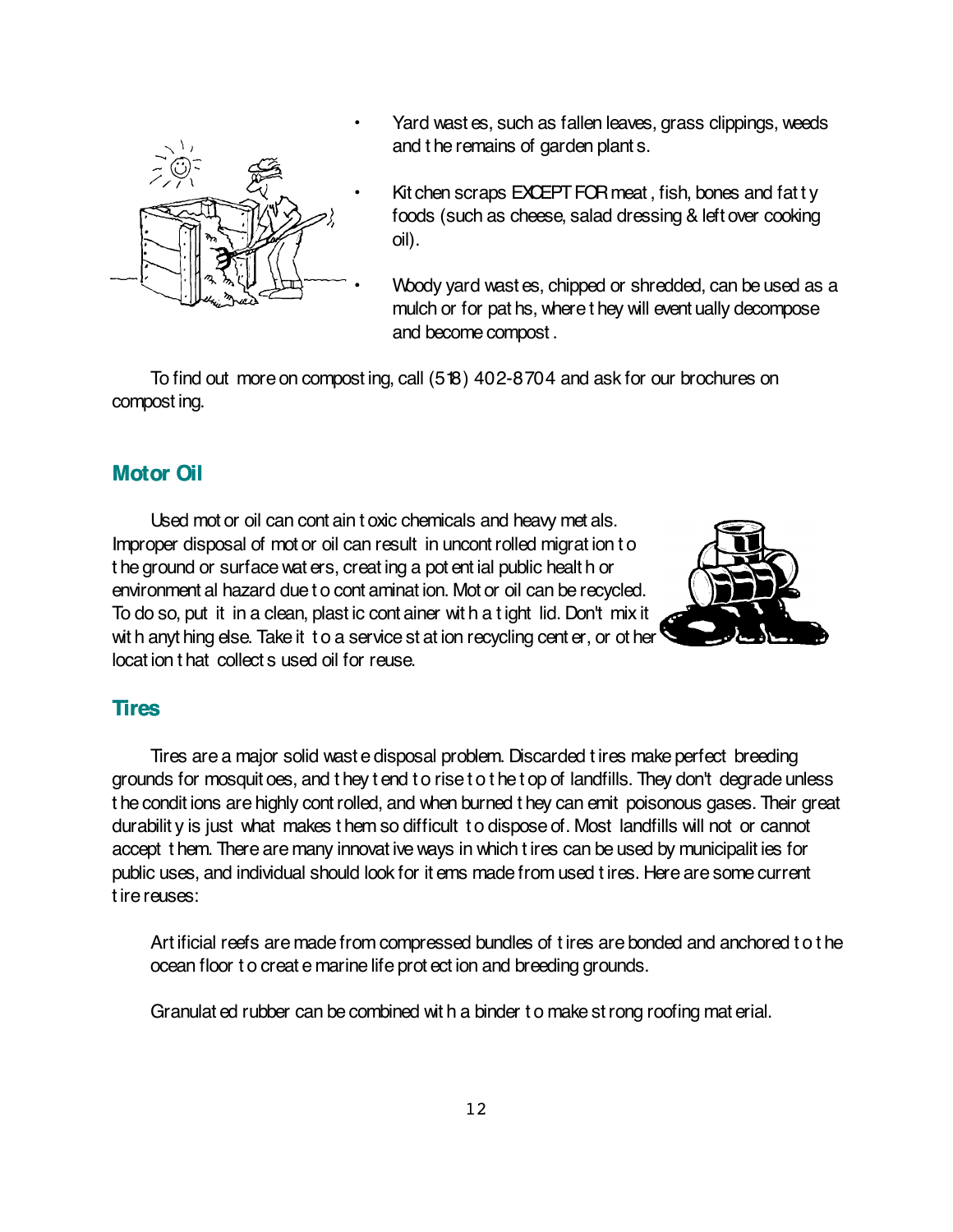- Yard wastes, such as fallen leaves, grass clippings, weeds and the remains of garden plants.
- Kitchen scraps EXCEPT FOR meat, fish, bones and fatty foods (such as cheese, salad dressing & leftover cooking oil).
- Woody yard wastes, chipped or shredded, can be used as a mulch or for paths, where they will eventually decompose and become compost.

To find out more on composting, call (518) 402-8704 and ask for our brochures on composting.

## Motor Oil

Used motor oil can contain toxic chemicals and heavy metals. Improper disposal of motor oil can result in uncontrolled migration to the ground or surface waters, creating a potential public health or environmental hazard due to contamination. Motor oil can be recycled. To do so, put it in a clean, plastic container with a tight lid. Don't mix it with anything else. Take it to a service station recycling center, or other location that collects used oil for reuse.

## Tires

Tires are a major solid waste disposal problem. Discarded tires make perfect breeding grounds for mosquitoes, and they tend to rise to the top of landfills. They don't degrade unless the conditions are highly controlled, and when burned they can emit poisonous gases. Their great durability is just what makes them so difficult to dispose of. Most landfills will not or cannot accept them. There are many innovative ways in which tires can be used by municipalities for public uses, and individual should look for items made from used tires. Here are some current tire reuses:

Artificial reefs are made from compressed bundles of tires are bonded and anchored to the ocean floor to create marine life protection and breeding grounds.

Granulated rubber can be combined with a binder to make strong roofing material.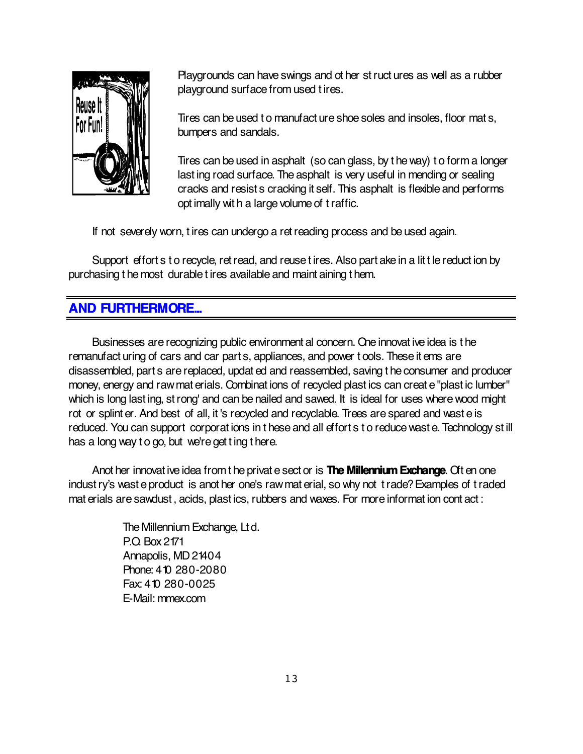Playgrounds can have swings and other structures as well as a rubber playground surface from used tires.

Tires can be used to manufacture shoe soles and insoles, floor mats, bumpers and sandals.

Tires can be used in asphalt (so can glass, by the way) to form a longer lasting road surface. The asphalt is very useful in mending or sealing cracks and resists cracking itself. This asphalt is flexible and performs optimally with a large volume of traffic.

If not severely worn, tires can undergo a retreading process and be used again.

Support efforts to recycle, retread, and reuse tires. Also partake in a little reduction by purchasing the most durable tires available and maintaining them.

## AND FURTHERMORE...

Businesses are recognizing public environmental concern. One innovative idea is the remanufacturing of cars and car parts, appliances, and power tools. These items are disassembled, parts are replaced, updated and reassembled, saving the consumer and producer money, energy and raw materials. Combinations of recycled plastics can create "plastic lumber" which is long lasting, strong' and can be nailed and sawed. It is ideal for uses where wood might rot or splinter. And best of all, it's recycled and recyclable. Trees are spared and waste is reduced. You can support corporations in these and all efforts to reduce waste. Technology still has a long way to go, but we're getting there.

Another innovative idea from the private sector is **The Millennium Exchange**. Often one industry's waste product is another one's raw material, so why not trade? Examples of traded materials are sawdust, acids, plastics, rubbers and waxes. For more information contact:

The Millennium Exchange, Ltd.
P.O. Box 2171
Annapolis, MD 21404
Phone: 410 280-2080
Fax: 410 280-0025
E-Mail: mmex.com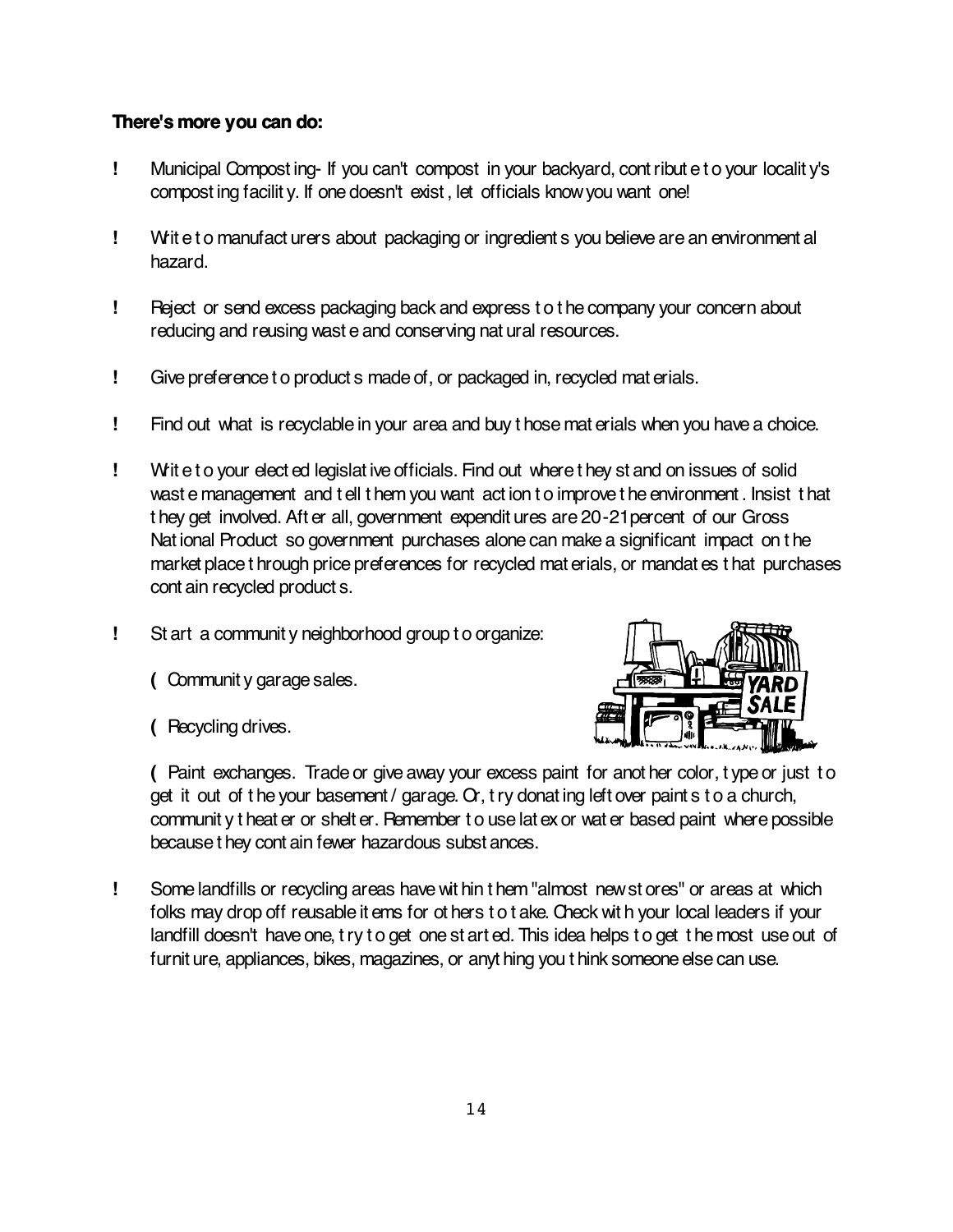**There's more you can do:**

- Municipal Composting- If you can't compost in your backyard, contribute to your locality's composting facility. If one doesn't exist, let officials know you want one!

- Write to manufacturers about packaging or ingredients you believe are an environmental hazard.

- Reject or send excess packaging back and express to the company your concern about reducing and reusing waste and conserving natural resources.

- Give preference to products made of, or packaged in, recycled materials.

- Find out what is recyclable in your area and buy those materials when you have a choice.

- Write to your elected legislative officials. Find out where they stand on issues of solid waste management and tell them you want action to improve the environment. Insist that they get involved. After all, government expenditures are 20-21percent of our Gross National Product so government purchases alone can make a significant impact on the marketplace through price preferences for recycled materials, or mandates that purchases contain recycled products.

- Start a community neighborhood group to organize:

  - Community garage sales.

  - Recycling drives.

  - Paint exchanges. Trade or give away your excess paint for another color, type or just to get it out of the your basement / garage. Or, try donating leftover paints to a church, community theater or shelter. Remember to use latex or water based paint where possible because they contain fewer hazardous substances.

- Some landfills or recycling areas have within them "almost new stores" or areas at which folks may drop off reusable items for others to take. Check with your local leaders if your landfill doesn't have one, try to get one started. This idea helps to get the most use out of furniture, appliances, bikes, magazines, or anything you think someone else can use.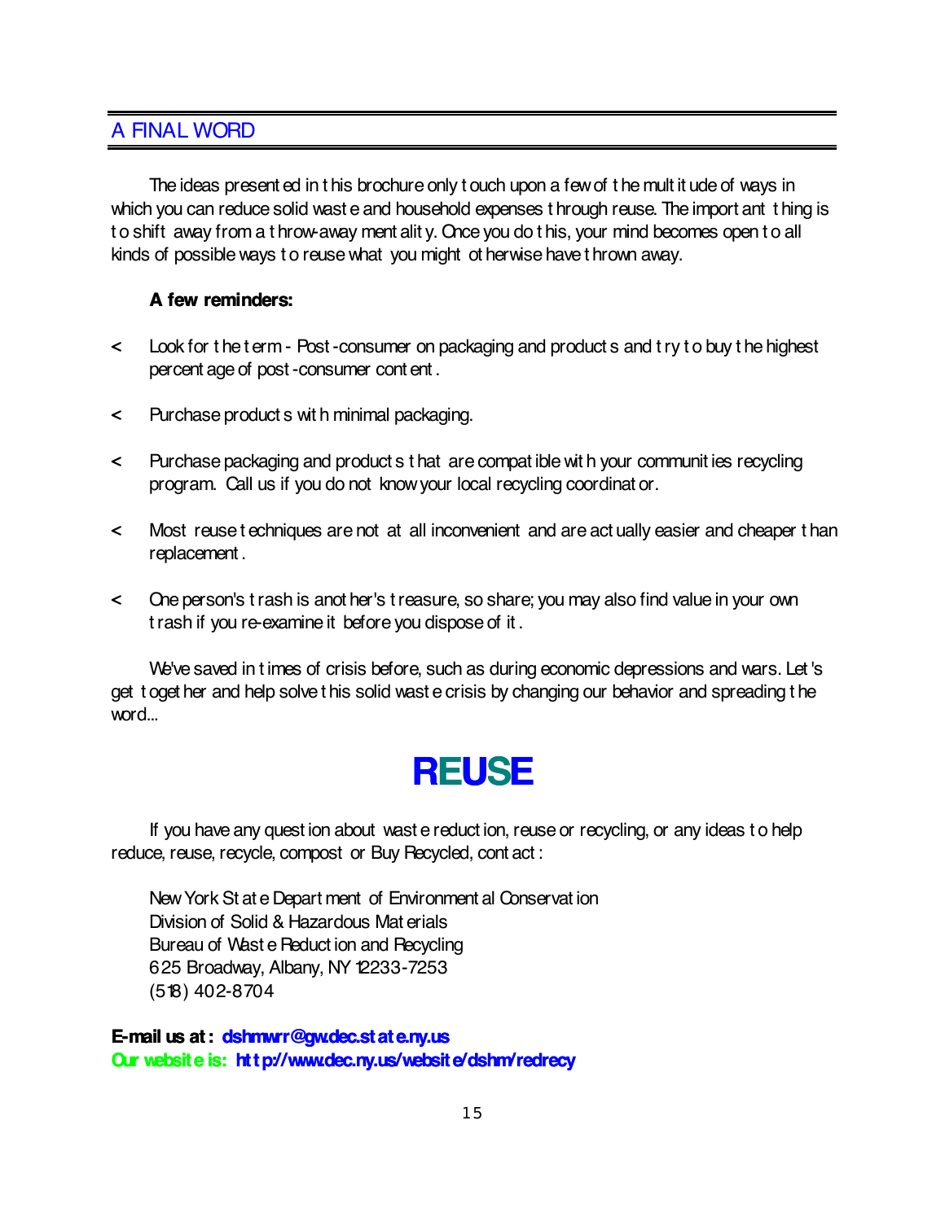## A FINAL WORD

The ideas presented in this brochure only touch upon a few of the multitude of ways in which you can reduce solid waste and household expenses through reuse. The important thing is to shift away from a throw-away mentality. Once you do this, your mind becomes open to all kinds of possible ways to reuse what you might otherwise have thrown away.

**A few reminders:**

- Look for the term - Post-consumer on packaging and products and try to buy the highest percentage of post-consumer content.
- Purchase products with minimal packaging.
- Purchase packaging and products that are compatible with your communities recycling program. Call us if you do not know your local recycling coordinator.
- Most reuse techniques are not at all inconvenient and are actually easier and cheaper than replacement.
- One person's trash is another's treasure, so share; you may also find value in your own trash if you re-examine it before you dispose of it.

We've saved in times of crisis before, such as during economic depressions and wars. Let's get together and help solve this solid waste crisis by changing our behavior and spreading the word...

# REUSE

If you have any question about waste reduction, reuse or recycling, or any ideas to help reduce, reuse, recycle, compost or Buy Recycled, contact:

New York State Department of Environmental Conservation
Division of Solid & Hazardous Materials
Bureau of Waste Reduction and Recycling
625 Broadway, Albany, NY 12233-7253
(518) 402-8704

**E-mail us at: dshmwrr@gw.dec.state.ny.us**
**Our website is: http://www.dec.ny.us/website/dshm/redrecy**